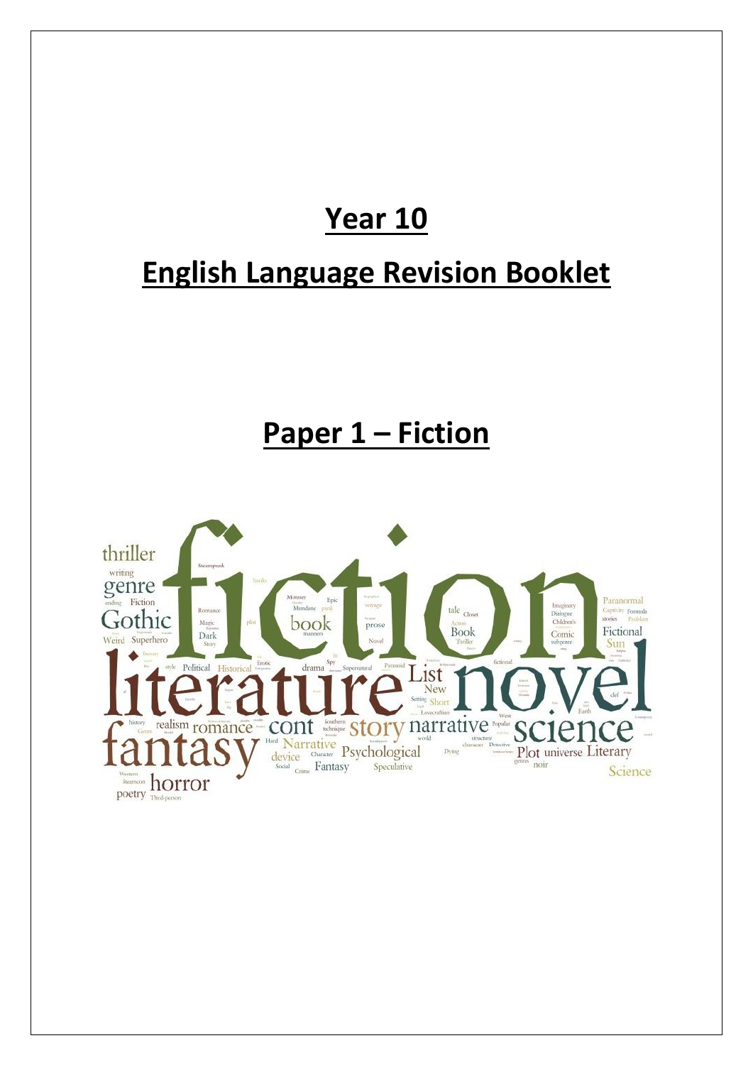# Year 10

# English Language Revision Booklet

# Paper 1 – Fiction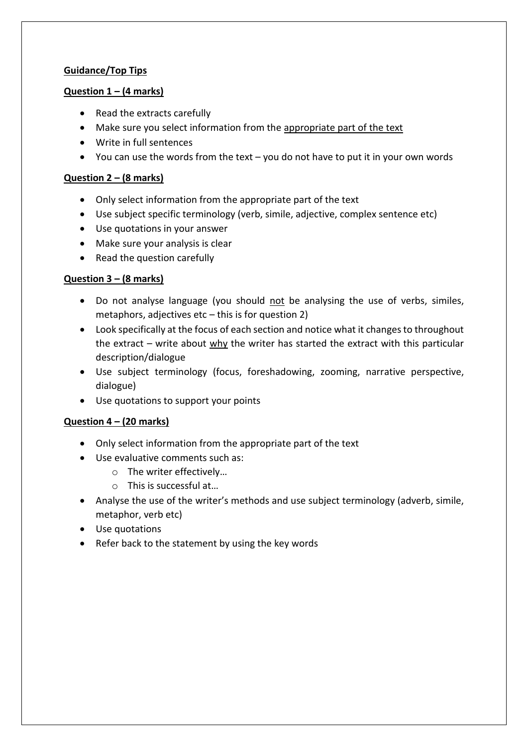**Guidance/Top Tips**

**Question 1 – (4 marks)**

- Read the extracts carefully
- Make sure you select information from the appropriate part of the text
- Write in full sentences
- You can use the words from the text – you do not have to put it in your own words

**Question 2 – (8 marks)**

- Only select information from the appropriate part of the text
- Use subject specific terminology (verb, simile, adjective, complex sentence etc)
- Use quotations in your answer
- Make sure your analysis is clear
- Read the question carefully

**Question 3 – (8 marks)**

- Do not analyse language (you should not be analysing the use of verbs, similes, metaphors, adjectives etc – this is for question 2)
- Look specifically at the focus of each section and notice what it changes to throughout the extract – write about why the writer has started the extract with this particular description/dialogue
- Use subject terminology (focus, foreshadowing, zooming, narrative perspective, dialogue)
- Use quotations to support your points

**Question 4 – (20 marks)**

- Only select information from the appropriate part of the text
- Use evaluative comments such as:
  - The writer effectively…
  - This is successful at…
- Analyse the use of the writer's methods and use subject terminology (adverb, simile, metaphor, verb etc)
- Use quotations
- Refer back to the statement by using the key words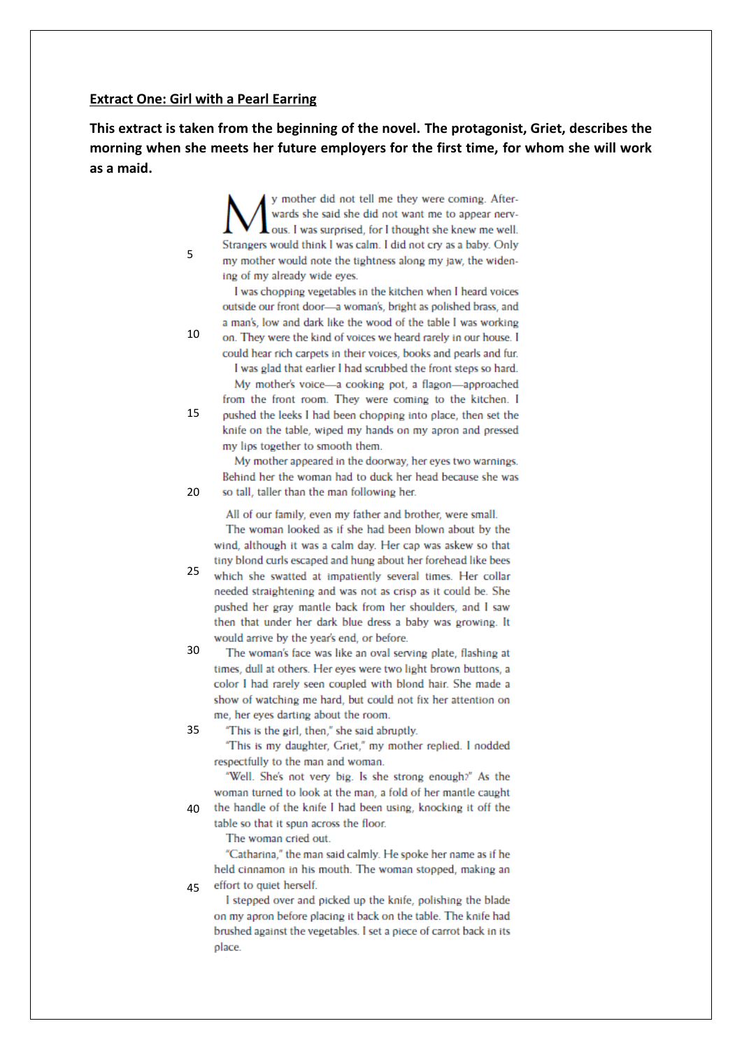**<u>Extract One: Girl with a Pearl Earring</u>**

**This extract is taken from the beginning of the novel. The protagonist, Griet, describes the morning when she meets her future employers for the first time, for whom she will work as a maid.**

My mother did not tell me they were coming. Afterwards she said she did not want me to appear nervous. I was surprised, for I thought she knew me well. Strangers would think I was calm. I did not cry as a baby. Only my mother would note the tightness along my jaw, the widening of my already wide eyes.

I was chopping vegetables in the kitchen when I heard voices outside our front door—a woman's, bright as polished brass, and a man's, low and dark like the wood of the table I was working on. They were the kind of voices we heard rarely in our house. I could hear rich carpets in their voices, books and pearls and fur.

I was glad that earlier I had scrubbed the front steps so hard.

My mother's voice—a cooking pot, a flagon—approached from the front room. They were coming to the kitchen. I pushed the leeks I had been chopping into place, then set the knife on the table, wiped my hands on my apron and pressed my lips together to smooth them.

My mother appeared in the doorway, her eyes two warnings. Behind her the woman had to duck her head because she was so tall, taller than the man following her.

All of our family, even my father and brother, were small.

The woman looked as if she had been blown about by the wind, although it was a calm day. Her cap was askew so that tiny blond curls escaped and hung about her forehead like bees which she swatted at impatiently several times. Her collar needed straightening and was not as crisp as it could be. She pushed her gray mantle back from her shoulders, and I saw then that under her dark blue dress a baby was growing. It would arrive by the year's end, or before.

The woman's face was like an oval serving plate, flashing at times, dull at others. Her eyes were two light brown buttons, a color I had rarely seen coupled with blond hair. She made a show of watching me hard, but could not fix her attention on me, her eyes darting about the room.

"This is the girl, then," she said abruptly.

"This is my daughter, Griet," my mother replied. I nodded respectfully to the man and woman.

"Well. She's not very big. Is she strong enough?" As the woman turned to look at the man, a fold of her mantle caught the handle of the knife I had been using, knocking it off the table so that it spun across the floor.

The woman cried out.

"Catharina," the man said calmly. He spoke her name as if he held cinnamon in his mouth. The woman stopped, making an effort to quiet herself.

I stepped over and picked up the knife, polishing the blade on my apron before placing it back on the table. The knife had brushed against the vegetables. I set a piece of carrot back in its place.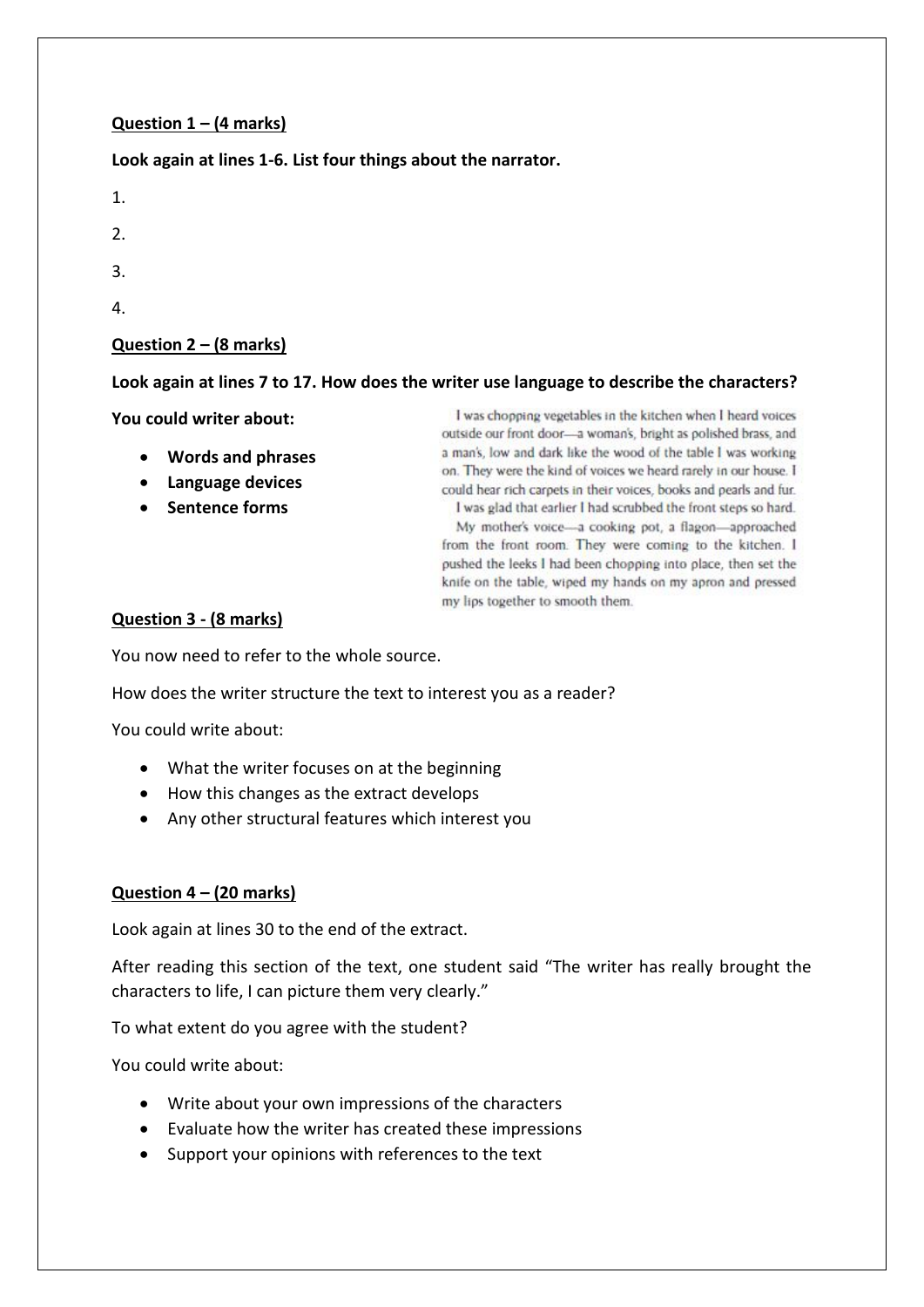**<u>Question 1 – (4 marks)</u>**

**Look again at lines 1-6. List four things about the narrator.**

1.

2.

3.

4.

**<u>Question 2 – (8 marks)</u>**

**Look again at lines 7 to 17. How does the writer use language to describe the characters?**

**You could writer about:**

- **Words and phrases**
- **Language devices**
- **Sentence forms**

I was chopping vegetables in the kitchen when I heard voices outside our front door—a woman's, bright as polished brass, and a man's, low and dark like the wood of the table I was working on. They were the kind of voices we heard rarely in our house. I could hear rich carpets in their voices, books and pearls and fur.

I was glad that earlier I had scrubbed the front steps so hard.

My mother's voice—a cooking pot, a flagon—approached from the front room. They were coming to the kitchen. I pushed the leeks I had been chopping into place, then set the knife on the table, wiped my hands on my apron and pressed my lips together to smooth them.

**<u>Question 3 - (8 marks)</u>**

You now need to refer to the whole source.

How does the writer structure the text to interest you as a reader?

You could write about:

- What the writer focuses on at the beginning
- How this changes as the extract develops
- Any other structural features which interest you

**<u>Question 4 – (20 marks)</u>**

Look again at lines 30 to the end of the extract.

After reading this section of the text, one student said "The writer has really brought the characters to life, I can picture them very clearly."

To what extent do you agree with the student?

You could write about:

- Write about your own impressions of the characters
- Evaluate how the writer has created these impressions
- Support your opinions with references to the text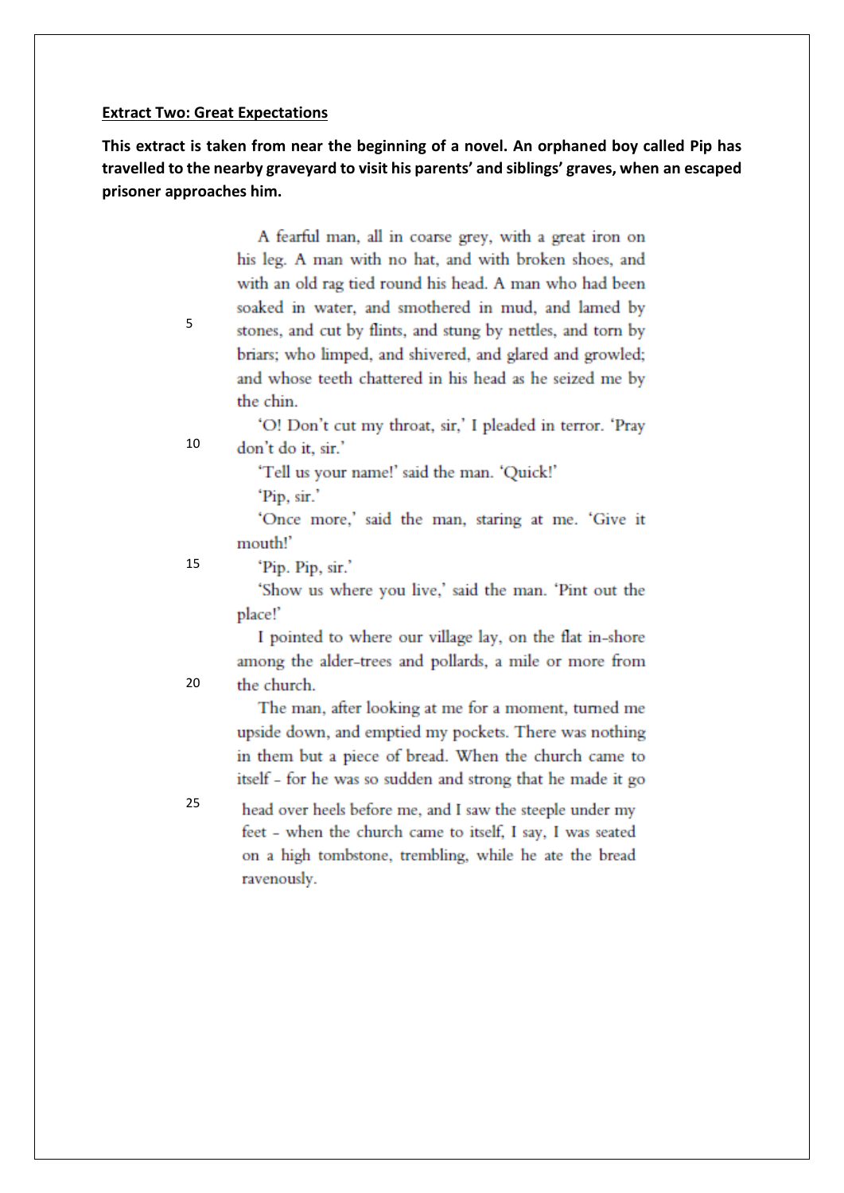**Extract Two: Great Expectations**

**This extract is taken from near the beginning of a novel. An orphaned boy called Pip has travelled to the nearby graveyard to visit his parents' and siblings' graves, when an escaped prisoner approaches him.**

A fearful man, all in coarse grey, with a great iron on his leg. A man with no hat, and with broken shoes, and with an old rag tied round his head. A man who had been soaked in water, and smothered in mud, and lamed by stones, and cut by flints, and stung by nettles, and torn by briars; who limped, and shivered, and glared and growled; and whose teeth chattered in his head as he seized me by the chin.

'O! Don't cut my throat, sir,' I pleaded in terror. 'Pray don't do it, sir.'

'Tell us your name!' said the man. 'Quick!'

'Pip, sir.'

'Once more,' said the man, staring at me. 'Give it mouth!'

'Pip. Pip, sir.'

'Show us where you live,' said the man. 'Pint out the place!'

I pointed to where our village lay, on the flat in-shore among the alder-trees and pollards, a mile or more from the church.

The man, after looking at me for a moment, turned me upside down, and emptied my pockets. There was nothing in them but a piece of bread. When the church came to itself - for he was so sudden and strong that he made it go head over heels before me, and I saw the steeple under my feet - when the church came to itself, I say, I was seated on a high tombstone, trembling, while he ate the bread ravenously.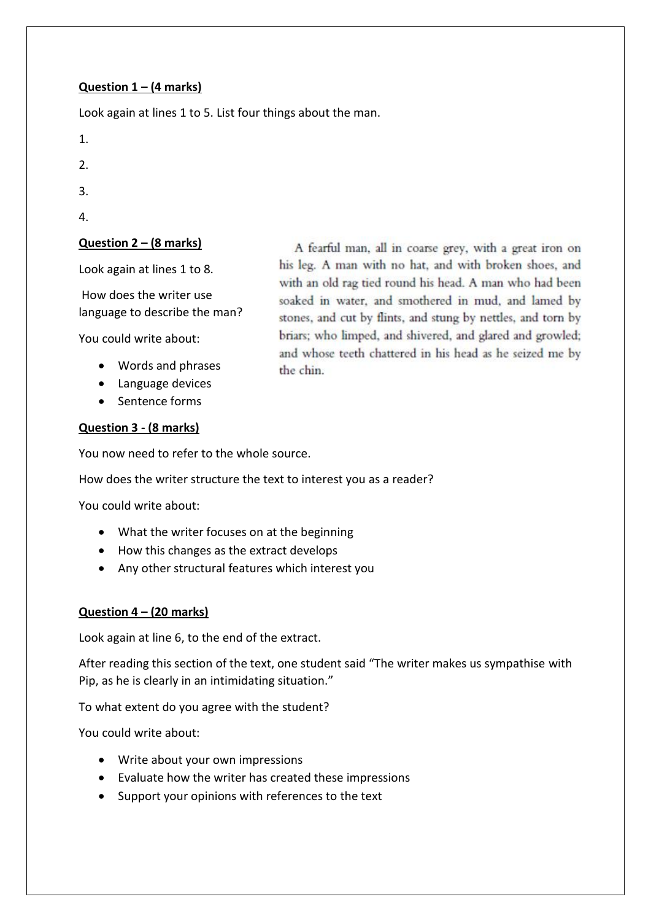**Question 1 – (4 marks)**

Look again at lines 1 to 5. List four things about the man.

1.

2.

3.

4.

**Question 2 – (8 marks)**

Look again at lines 1 to 8.

How does the writer use language to describe the man?

You could write about:

- Words and phrases
- Language devices
- Sentence forms

A fearful man, all in coarse grey, with a great iron on his leg. A man with no hat, and with broken shoes, and with an old rag tied round his head. A man who had been soaked in water, and smothered in mud, and lamed by stones, and cut by flints, and stung by nettles, and torn by briars; who limped, and shivered, and glared and growled; and whose teeth chattered in his head as he seized me by the chin.

**Question 3 - (8 marks)**

You now need to refer to the whole source.

How does the writer structure the text to interest you as a reader?

You could write about:

- What the writer focuses on at the beginning
- How this changes as the extract develops
- Any other structural features which interest you

**Question 4 – (20 marks)**

Look again at line 6, to the end of the extract.

After reading this section of the text, one student said "The writer makes us sympathise with Pip, as he is clearly in an intimidating situation."

To what extent do you agree with the student?

You could write about:

- Write about your own impressions
- Evaluate how the writer has created these impressions
- Support your opinions with references to the text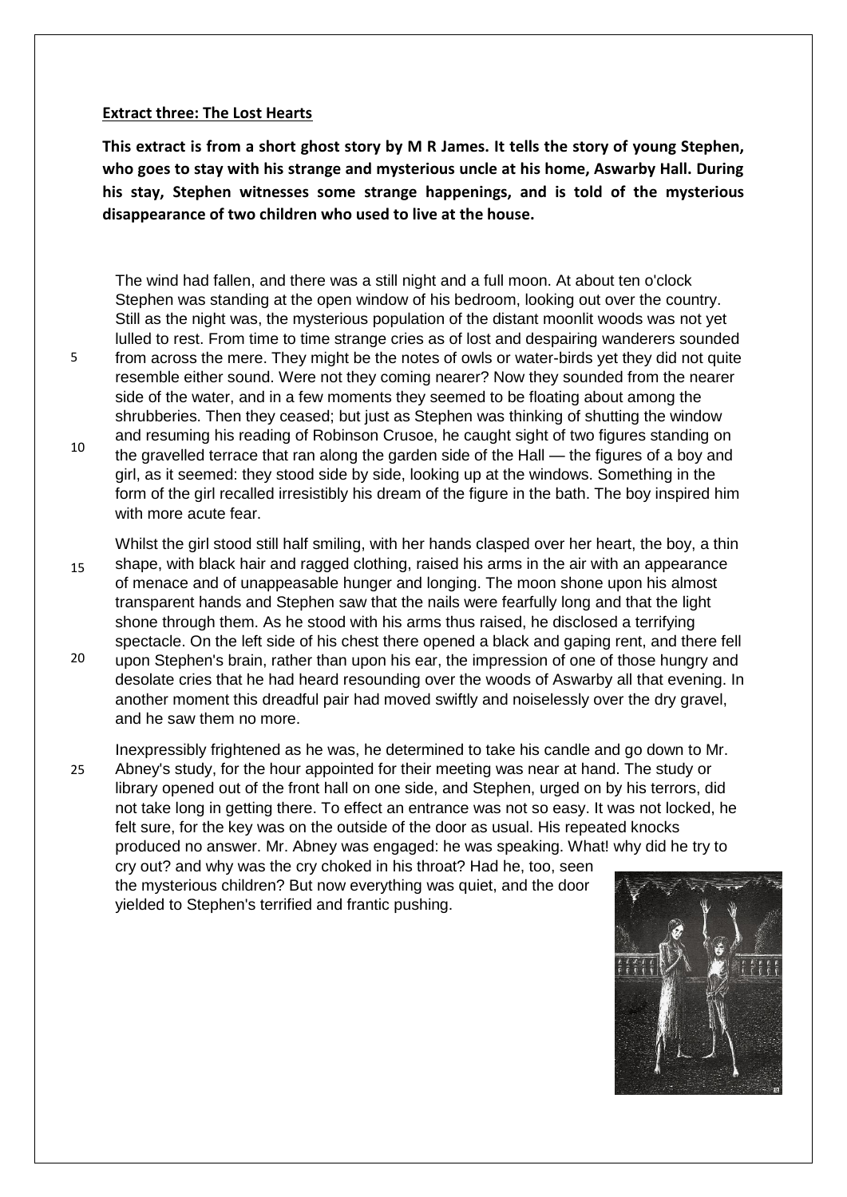**Extract three: The Lost Hearts**

**This extract is from a short ghost story by M R James. It tells the story of young Stephen, who goes to stay with his strange and mysterious uncle at his home, Aswarby Hall. During his stay, Stephen witnesses some strange happenings, and is told of the mysterious disappearance of two children who used to live at the house.**

The wind had fallen, and there was a still night and a full moon. At about ten o'clock Stephen was standing at the open window of his bedroom, looking out over the country. Still as the night was, the mysterious population of the distant moonlit woods was not yet lulled to rest. From time to time strange cries as of lost and despairing wanderers sounded from across the mere. They might be the notes of owls or water-birds yet they did not quite resemble either sound. Were not they coming nearer? Now they sounded from the nearer side of the water, and in a few moments they seemed to be floating about among the shrubberies. Then they ceased; but just as Stephen was thinking of shutting the window and resuming his reading of Robinson Crusoe, he caught sight of two figures standing on the gravelled terrace that ran along the garden side of the Hall — the figures of a boy and girl, as it seemed: they stood side by side, looking up at the windows. Something in the form of the girl recalled irresistibly his dream of the figure in the bath. The boy inspired him with more acute fear.

Whilst the girl stood still half smiling, with her hands clasped over her heart, the boy, a thin shape, with black hair and ragged clothing, raised his arms in the air with an appearance of menace and of unappeasable hunger and longing. The moon shone upon his almost transparent hands and Stephen saw that the nails were fearfully long and that the light shone through them. As he stood with his arms thus raised, he disclosed a terrifying spectacle. On the left side of his chest there opened a black and gaping rent, and there fell upon Stephen's brain, rather than upon his ear, the impression of one of those hungry and desolate cries that he had heard resounding over the woods of Aswarby all that evening. In another moment this dreadful pair had moved swiftly and noiselessly over the dry gravel, and he saw them no more.

Inexpressibly frightened as he was, he determined to take his candle and go down to Mr. Abney's study, for the hour appointed for their meeting was near at hand. The study or library opened out of the front hall on one side, and Stephen, urged on by his terrors, did not take long in getting there. To effect an entrance was not so easy. It was not locked, he felt sure, for the key was on the outside of the door as usual. His repeated knocks produced no answer. Mr. Abney was engaged: he was speaking. What! why did he try to cry out? and why was the cry choked in his throat? Had he, too, seen the mysterious children? But now everything was quiet, and the door yielded to Stephen's terrified and frantic pushing.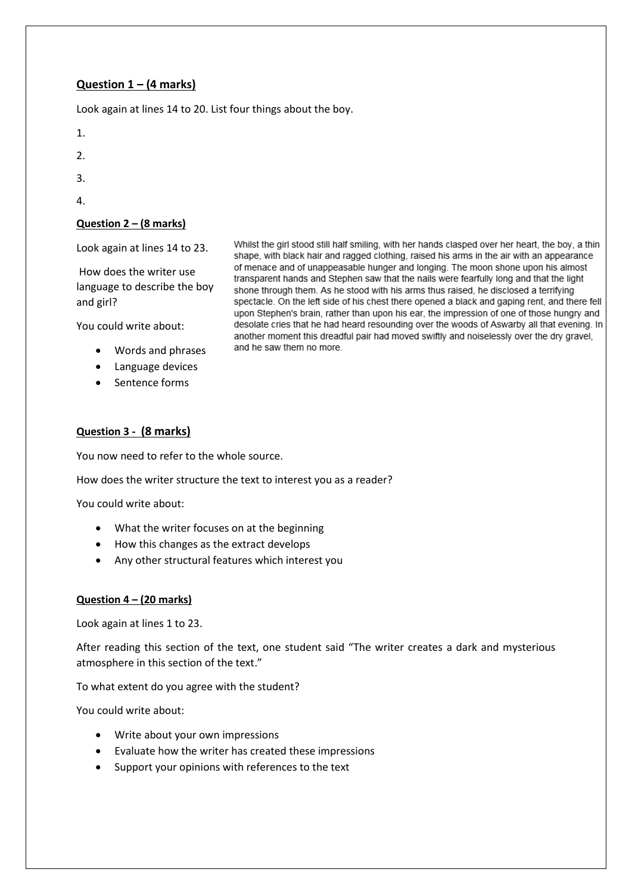**Question 1 – (4 marks)**

Look again at lines 14 to 20. List four things about the boy.

1.

2.

3.

4.

**Question 2 – (8 marks)**

Look again at lines 14 to 23.

How does the writer use language to describe the boy and girl?

You could write about:

- Words and phrases
- Language devices
- Sentence forms

Whilst the girl stood still half smiling, with her hands clasped over her heart, the boy, a thin shape, with black hair and ragged clothing, raised his arms in the air with an appearance of menace and of unappeasable hunger and longing. The moon shone upon his almost transparent hands and Stephen saw that the nails were fearfully long and that the light shone through them. As he stood with his arms thus raised, he disclosed a terrifying spectacle. On the left side of his chest there opened a black and gaping rent, and there fell upon Stephen's brain, rather than upon his ear, the impression of one of those hungry and desolate cries that he had heard resounding over the woods of Aswarby all that evening. In another moment this dreadful pair had moved swiftly and noiselessly over the dry gravel, and he saw them no more.

**Question 3 - (8 marks)**

You now need to refer to the whole source.

How does the writer structure the text to interest you as a reader?

You could write about:

- What the writer focuses on at the beginning
- How this changes as the extract develops
- Any other structural features which interest you

**Question 4 – (20 marks)**

Look again at lines 1 to 23.

After reading this section of the text, one student said "The writer creates a dark and mysterious atmosphere in this section of the text."

To what extent do you agree with the student?

You could write about:

- Write about your own impressions
- Evaluate how the writer has created these impressions
- Support your opinions with references to the text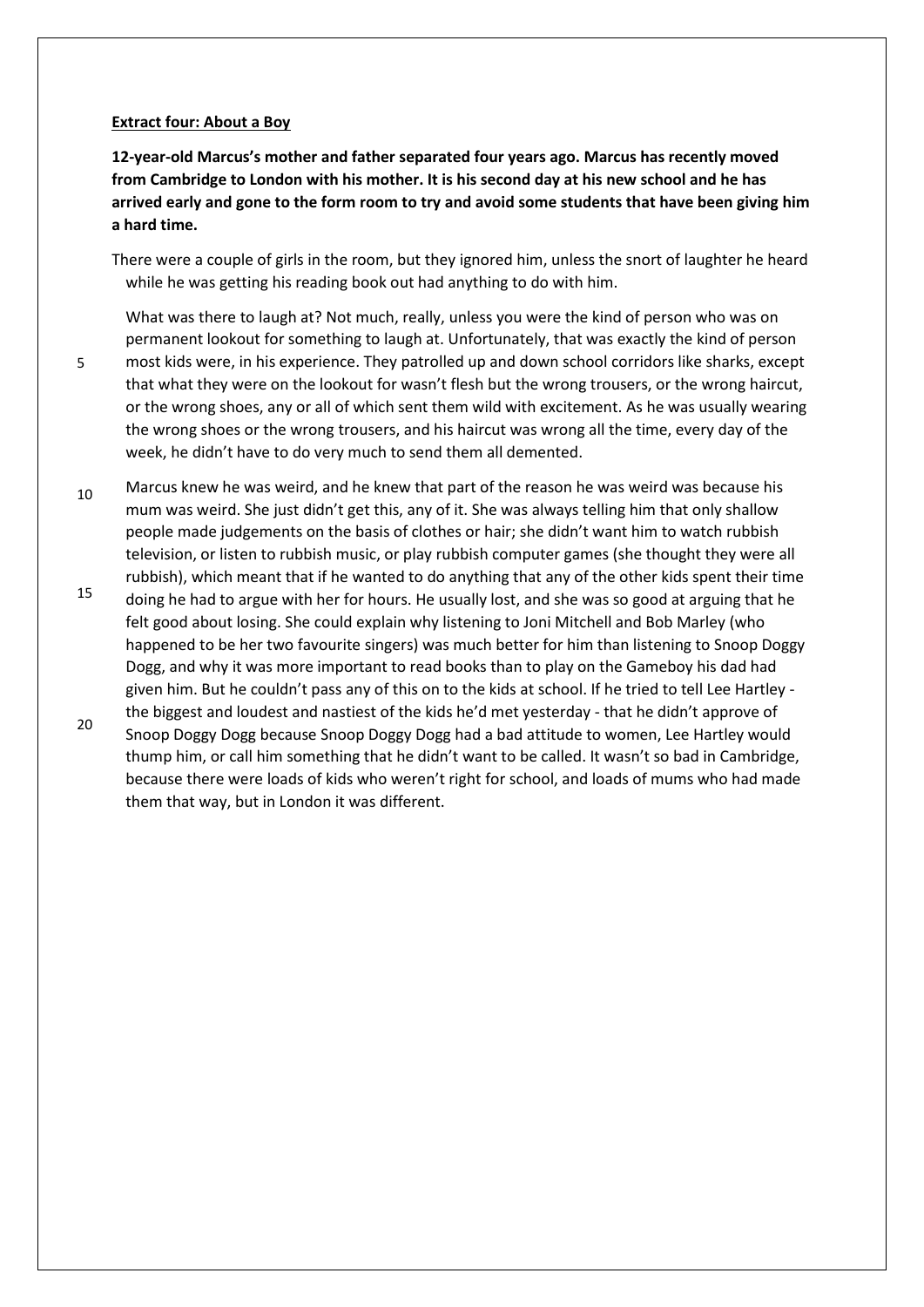**Extract four: About a Boy**

**12-year-old Marcus's mother and father separated four years ago. Marcus has recently moved from Cambridge to London with his mother. It is his second day at his new school and he has arrived early and gone to the form room to try and avoid some students that have been giving him a hard time.**

There were a couple of girls in the room, but they ignored him, unless the snort of laughter he heard while he was getting his reading book out had anything to do with him.

What was there to laugh at? Not much, really, unless you were the kind of person who was on permanent lookout for something to laugh at. Unfortunately, that was exactly the kind of person most kids were, in his experience. They patrolled up and down school corridors like sharks, except that what they were on the lookout for wasn't flesh but the wrong trousers, or the wrong haircut, or the wrong shoes, any or all of which sent them wild with excitement. As he was usually wearing the wrong shoes or the wrong trousers, and his haircut was wrong all the time, every day of the week, he didn't have to do very much to send them all demented.

Marcus knew he was weird, and he knew that part of the reason he was weird was because his mum was weird. She just didn't get this, any of it. She was always telling him that only shallow people made judgements on the basis of clothes or hair; she didn't want him to watch rubbish television, or listen to rubbish music, or play rubbish computer games (she thought they were all rubbish), which meant that if he wanted to do anything that any of the other kids spent their time doing he had to argue with her for hours. He usually lost, and she was so good at arguing that he felt good about losing. She could explain why listening to Joni Mitchell and Bob Marley (who happened to be her two favourite singers) was much better for him than listening to Snoop Doggy Dogg, and why it was more important to read books than to play on the Gameboy his dad had given him. But he couldn't pass any of this on to the kids at school. If he tried to tell Lee Hartley - the biggest and loudest and nastiest of the kids he'd met yesterday - that he didn't approve of Snoop Doggy Dogg because Snoop Doggy Dogg had a bad attitude to women, Lee Hartley would thump him, or call him something that he didn't want to be called. It wasn't so bad in Cambridge, because there were loads of kids who weren't right for school, and loads of mums who had made them that way, but in London it was different.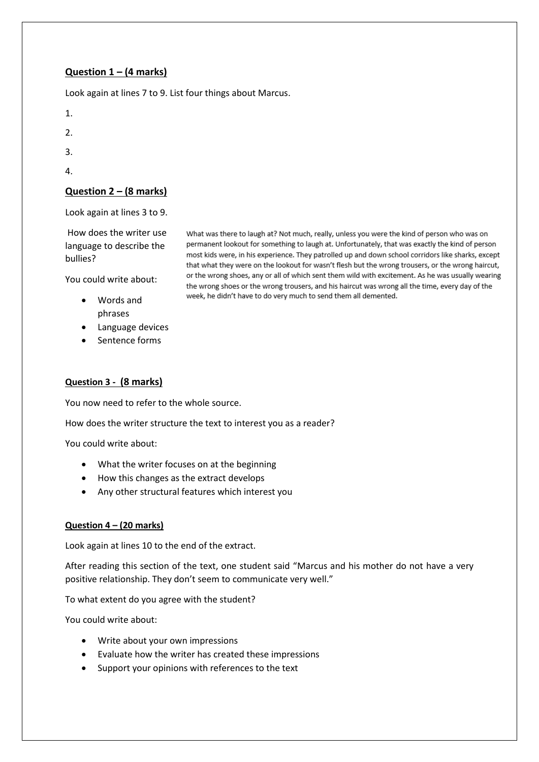**Question 1 – (4 marks)**

Look again at lines 7 to 9. List four things about Marcus.

1.

2.

3.

4.

**Question 2 – (8 marks)**

Look again at lines 3 to 9.

How does the writer use language to describe the bullies?

You could write about:

- Words and phrases
- Language devices
- Sentence forms

What was there to laugh at? Not much, really, unless you were the kind of person who was on permanent lookout for something to laugh at. Unfortunately, that was exactly the kind of person most kids were, in his experience. They patrolled up and down school corridors like sharks, except that what they were on the lookout for wasn't flesh but the wrong trousers, or the wrong haircut, or the wrong shoes, any or all of which sent them wild with excitement. As he was usually wearing the wrong shoes or the wrong trousers, and his haircut was wrong all the time, every day of the week, he didn't have to do very much to send them all demented.

**Question 3 - (8 marks)**

You now need to refer to the whole source.

How does the writer structure the text to interest you as a reader?

You could write about:

- What the writer focuses on at the beginning
- How this changes as the extract develops
- Any other structural features which interest you

**Question 4 – (20 marks)**

Look again at lines 10 to the end of the extract.

After reading this section of the text, one student said "Marcus and his mother do not have a very positive relationship. They don't seem to communicate very well."

To what extent do you agree with the student?

You could write about:

- Write about your own impressions
- Evaluate how the writer has created these impressions
- Support your opinions with references to the text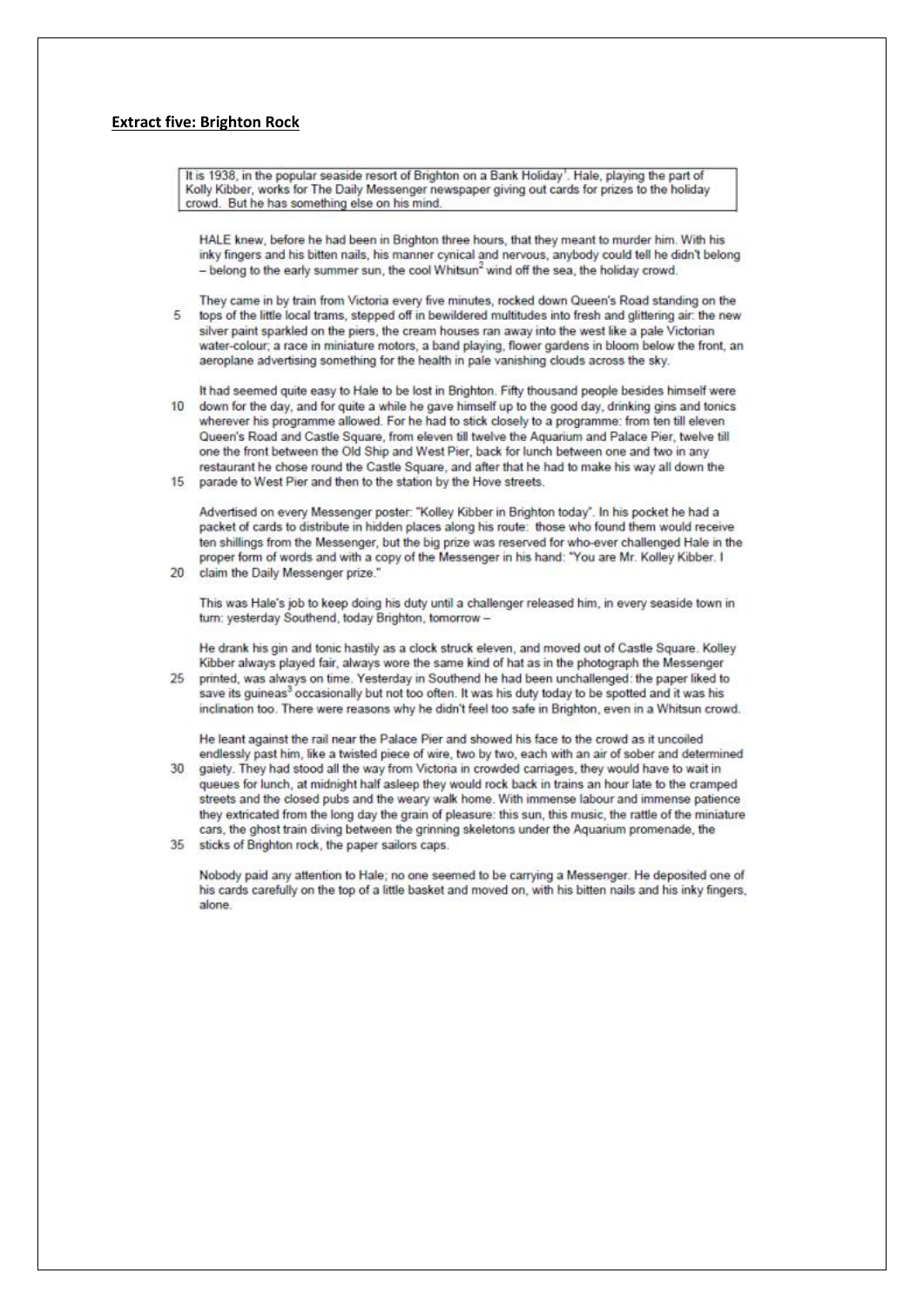**Extract five: Brighton Rock**

> It is 1938, in the popular seaside resort of Brighton on a Bank Holiday[1]. Hale, playing the part of Kolly Kibber, works for The Daily Messenger newspaper giving out cards for prizes to the holiday crowd. But he has something else on his mind.

HALE knew, before he had been in Brighton three hours, that they meant to murder him. With his inky fingers and his bitten nails, his manner cynical and nervous, anybody could tell he didn't belong – belong to the early summer sun, the cool Whitsun[2] wind off the sea, the holiday crowd.

They came in by train from Victoria every five minutes, rocked down Queen's Road standing on the tops of the little local trams, stepped off in bewildered multitudes into fresh and glittering air: the new silver paint sparkled on the piers, the cream houses ran away into the west like a pale Victorian water-colour; a race in miniature motors, a band playing, flower gardens in bloom below the front, an aeroplane advertising something for the health in pale vanishing clouds across the sky.

It had seemed quite easy to Hale to be lost in Brighton. Fifty thousand people besides himself were down for the day, and for quite a while he gave himself up to the good day, drinking gins and tonics wherever his programme allowed. For he had to stick closely to a programme: from ten till eleven Queen's Road and Castle Square, from eleven till twelve the Aquarium and Palace Pier, twelve till one the front between the Old Ship and West Pier, back for lunch between one and two in any restaurant he chose round the Castle Square, and after that he had to make his way all down the parade to West Pier and then to the station by the Hove streets.

Advertised on every Messenger poster: "Kolley Kibber in Brighton today". In his pocket he had a packet of cards to distribute in hidden places along his route: those who found them would receive ten shillings from the Messenger, but the big prize was reserved for who-ever challenged Hale in the proper form of words and with a copy of the Messenger in his hand: "You are Mr. Kolley Kibber. I claim the Daily Messenger prize."

This was Hale's job to keep doing his duty until a challenger released him, in every seaside town in turn: yesterday Southend, today Brighton, tomorrow –

He drank his gin and tonic hastily as a clock struck eleven, and moved out of Castle Square. Kolley Kibber always played fair, always wore the same kind of hat as in the photograph the Messenger printed, was always on time. Yesterday in Southend he had been unchallenged: the paper liked to save its guineas[3] occasionally but not too often. It was his duty today to be spotted and it was his inclination too. There were reasons why he didn't feel too safe in Brighton, even in a Whitsun crowd.

He leant against the rail near the Palace Pier and showed his face to the crowd as it uncoiled endlessly past him, like a twisted piece of wire, two by two, each with an air of sober and determined gaiety. They had stood all the way from Victoria in crowded carriages, they would have to wait in queues for lunch, at midnight half asleep they would rock back in trains an hour late to the cramped streets and the closed pubs and the weary walk home. With immense labour and immense patience they extricated from the long day the grain of pleasure: this sun, this music, the rattle of the miniature cars, the ghost train diving between the grinning skeletons under the Aquarium promenade, the sticks of Brighton rock, the paper sailors caps.

Nobody paid any attention to Hale; no one seemed to be carrying a Messenger. He deposited one of his cards carefully on the top of a little basket and moved on, with his bitten nails and his inky fingers, alone.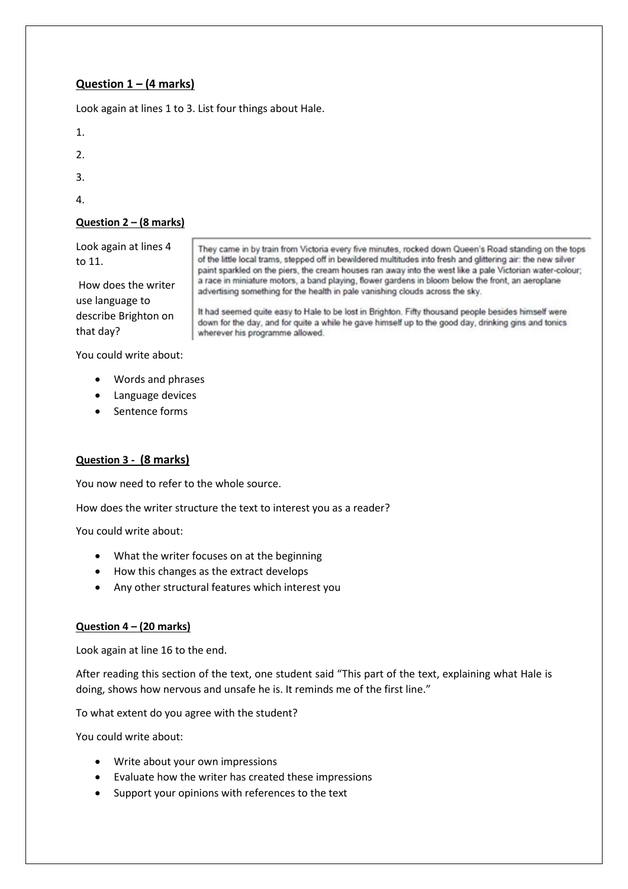**Question 1 – (4 marks)**

Look again at lines 1 to 3. List four things about Hale.

1.

2.

3.

4.

**Question 2 – (8 marks)**

Look again at lines 4 to 11.

How does the writer use language to describe Brighton on that day?

> They came in by train from Victoria every five minutes, rocked down Queen's Road standing on the tops of the little local trams, stepped off in bewildered multitudes into fresh and glittering air: the new silver paint sparkled on the piers, the cream houses ran away into the west like a pale Victorian water-colour; a race in miniature motors, a band playing, flower gardens in bloom below the front, an aeroplane advertising something for the health in pale vanishing clouds across the sky.
>
> It had seemed quite easy to Hale to be lost in Brighton. Fifty thousand people besides himself were down for the day, and for quite a while he gave himself up to the good day, drinking gins and tonics wherever his programme allowed.

You could write about:

- Words and phrases
- Language devices
- Sentence forms

**Question 3 - (8 marks)**

You now need to refer to the whole source.

How does the writer structure the text to interest you as a reader?

You could write about:

- What the writer focuses on at the beginning
- How this changes as the extract develops
- Any other structural features which interest you

**Question 4 – (20 marks)**

Look again at line 16 to the end.

After reading this section of the text, one student said "This part of the text, explaining what Hale is doing, shows how nervous and unsafe he is. It reminds me of the first line."

To what extent do you agree with the student?

You could write about:

- Write about your own impressions
- Evaluate how the writer has created these impressions
- Support your opinions with references to the text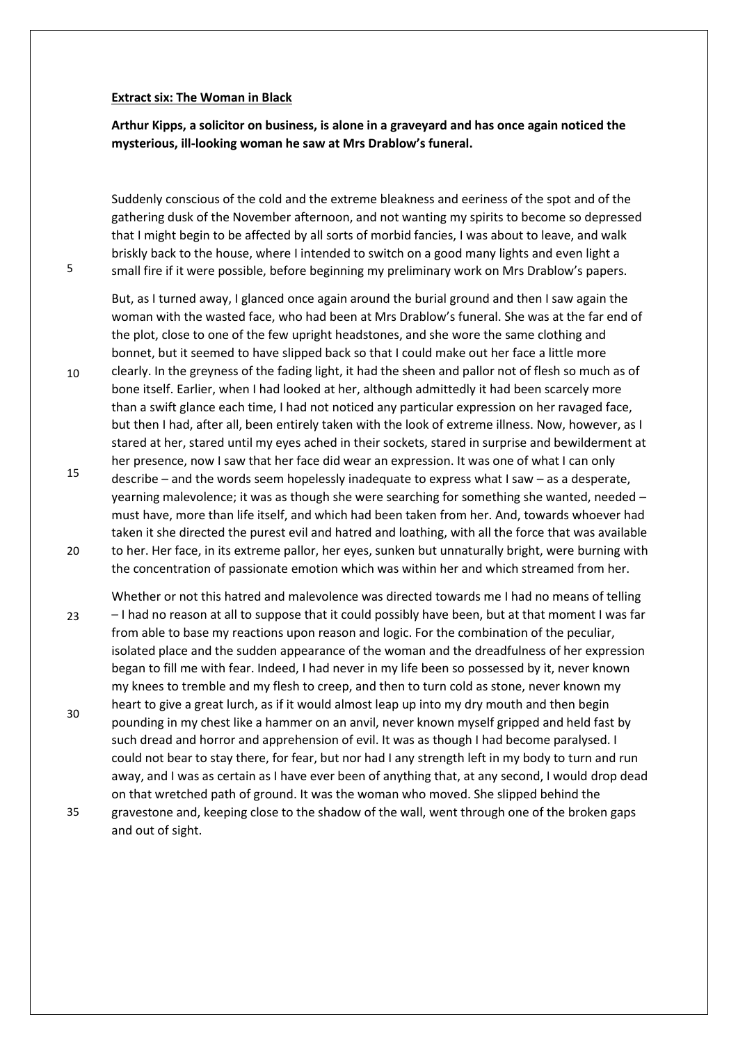**Extract six: The Woman in Black**

**Arthur Kipps, a solicitor on business, is alone in a graveyard and has once again noticed the mysterious, ill-looking woman he saw at Mrs Drablow's funeral.**

Suddenly conscious of the cold and the extreme bleakness and eeriness of the spot and of the gathering dusk of the November afternoon, and not wanting my spirits to become so depressed that I might begin to be affected by all sorts of morbid fancies, I was about to leave, and walk briskly back to the house, where I intended to switch on a good many lights and even light a small fire if it were possible, before beginning my preliminary work on Mrs Drablow's papers.

But, as I turned away, I glanced once again around the burial ground and then I saw again the woman with the wasted face, who had been at Mrs Drablow's funeral. She was at the far end of the plot, close to one of the few upright headstones, and she wore the same clothing and bonnet, but it seemed to have slipped back so that I could make out her face a little more clearly. In the greyness of the fading light, it had the sheen and pallor not of flesh so much as of bone itself. Earlier, when I had looked at her, although admittedly it had been scarcely more than a swift glance each time, I had not noticed any particular expression on her ravaged face, but then I had, after all, been entirely taken with the look of extreme illness. Now, however, as I stared at her, stared until my eyes ached in their sockets, stared in surprise and bewilderment at her presence, now I saw that her face did wear an expression. It was one of what I can only describe – and the words seem hopelessly inadequate to express what I saw – as a desperate, yearning malevolence; it was as though she were searching for something she wanted, needed – must have, more than life itself, and which had been taken from her. And, towards whoever had taken it she directed the purest evil and hatred and loathing, with all the force that was available to her. Her face, in its extreme pallor, her eyes, sunken but unnaturally bright, were burning with the concentration of passionate emotion which was within her and which streamed from her.

Whether or not this hatred and malevolence was directed towards me I had no means of telling – I had no reason at all to suppose that it could possibly have been, but at that moment I was far from able to base my reactions upon reason and logic. For the combination of the peculiar, isolated place and the sudden appearance of the woman and the dreadfulness of her expression began to fill me with fear. Indeed, I had never in my life been so possessed by it, never known my knees to tremble and my flesh to creep, and then to turn cold as stone, never known my heart to give a great lurch, as if it would almost leap up into my dry mouth and then begin pounding in my chest like a hammer on an anvil, never known myself gripped and held fast by such dread and horror and apprehension of evil. It was as though I had become paralysed. I could not bear to stay there, for fear, but nor had I any strength left in my body to turn and run away, and I was as certain as I have ever been of anything that, at any second, I would drop dead on that wretched path of ground. It was the woman who moved. She slipped behind the gravestone and, keeping close to the shadow of the wall, went through one of the broken gaps and out of sight.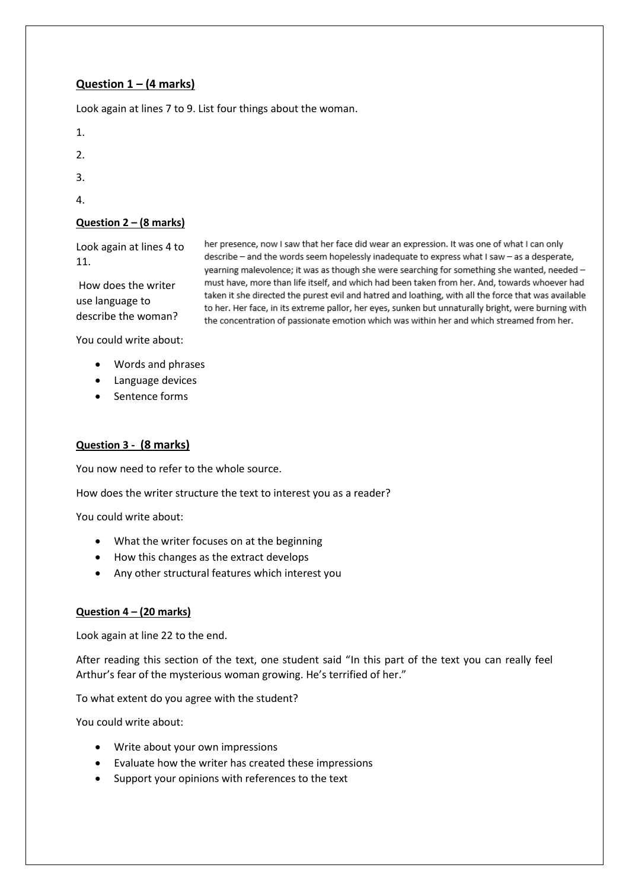**Question 1 – (4 marks)**

Look again at lines 7 to 9. List four things about the woman.

1.

2.

3.

4.

**Question 2 – (8 marks)**

Look again at lines 4 to 11.

How does the writer use language to describe the woman?

her presence, now I saw that her face did wear an expression. It was one of what I can only describe – and the words seem hopelessly inadequate to express what I saw – as a desperate, yearning malevolence; it was as though she were searching for something she wanted, needed – must have, more than life itself, and which had been taken from her. And, towards whoever had taken it she directed the purest evil and hatred and loathing, with all the force that was available to her. Her face, in its extreme pallor, her eyes, sunken but unnaturally bright, were burning with the concentration of passionate emotion which was within her and which streamed from her.

You could write about:

- Words and phrases
- Language devices
- Sentence forms

**Question 3 - (8 marks)**

You now need to refer to the whole source.

How does the writer structure the text to interest you as a reader?

You could write about:

- What the writer focuses on at the beginning
- How this changes as the extract develops
- Any other structural features which interest you

**Question 4 – (20 marks)**

Look again at line 22 to the end.

After reading this section of the text, one student said "In this part of the text you can really feel Arthur's fear of the mysterious woman growing. He's terrified of her."

To what extent do you agree with the student?

You could write about:

- Write about your own impressions
- Evaluate how the writer has created these impressions
- Support your opinions with references to the text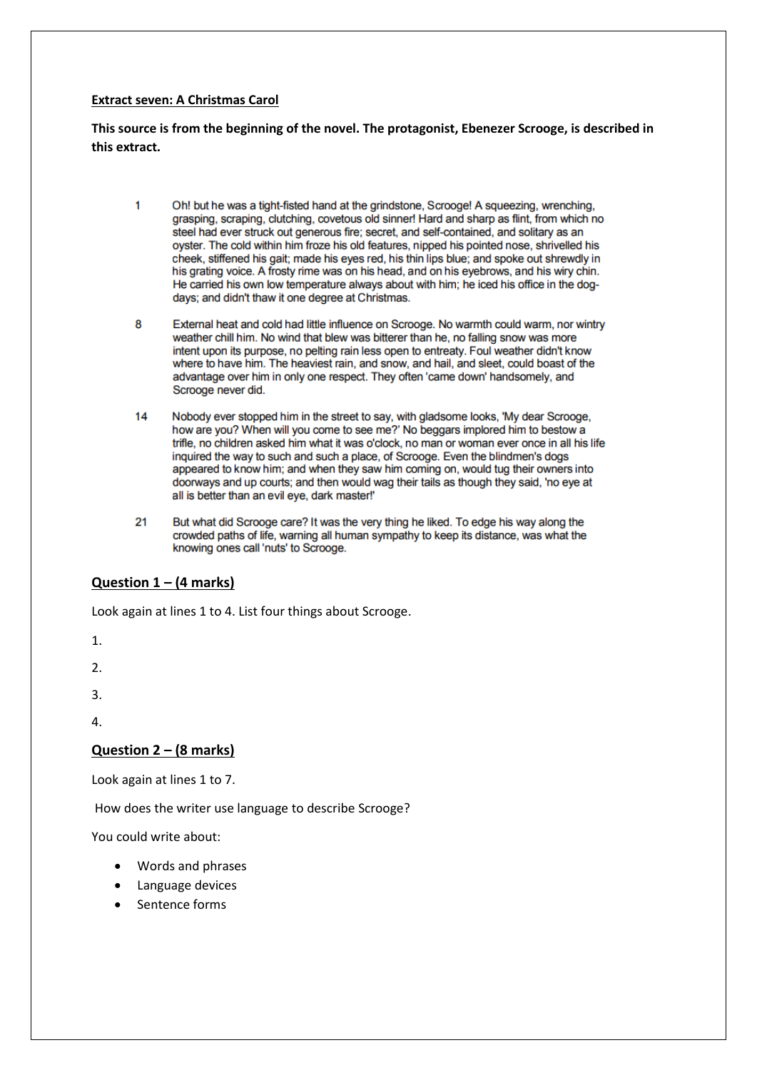**Extract seven: A Christmas Carol**

**This source is from the beginning of the novel. The protagonist, Ebenezer Scrooge, is described in this extract.**

1 Oh! but he was a tight-fisted hand at the grindstone, Scrooge! A squeezing, wrenching, grasping, scraping, clutching, covetous old sinner! Hard and sharp as flint, from which no steel had ever struck out generous fire; secret, and self-contained, and solitary as an oyster. The cold within him froze his old features, nipped his pointed nose, shrivelled his cheek, stiffened his gait; made his eyes red, his thin lips blue; and spoke out shrewdly in his grating voice. A frosty rime was on his head, and on his eyebrows, and his wiry chin. He carried his own low temperature always about with him; he iced his office in the dog-days; and didn't thaw it one degree at Christmas.

8 External heat and cold had little influence on Scrooge. No warmth could warm, nor wintry weather chill him. No wind that blew was bitterer than he, no falling snow was more intent upon its purpose, no pelting rain less open to entreaty. Foul weather didn't know where to have him. The heaviest rain, and snow, and hail, and sleet, could boast of the advantage over him in only one respect. They often 'came down' handsomely, and Scrooge never did.

14 Nobody ever stopped him in the street to say, with gladsome looks, 'My dear Scrooge, how are you? When will you come to see me?' No beggars implored him to bestow a trifle, no children asked him what it was o'clock, no man or woman ever once in all his life inquired the way to such and such a place, of Scrooge. Even the blindmen's dogs appeared to know him; and when they saw him coming on, would tug their owners into doorways and up courts; and then would wag their tails as though they said, 'no eye at all is better than an evil eye, dark master!'

21 But what did Scrooge care? It was the very thing he liked. To edge his way along the crowded paths of life, warning all human sympathy to keep its distance, was what the knowing ones call 'nuts' to Scrooge.

## Question 1 – (4 marks)

Look again at lines 1 to 4. List four things about Scrooge.

1.

2.

3.

4.

## Question 2 – (8 marks)

Look again at lines 1 to 7.

How does the writer use language to describe Scrooge?

You could write about:

- Words and phrases
- Language devices
- Sentence forms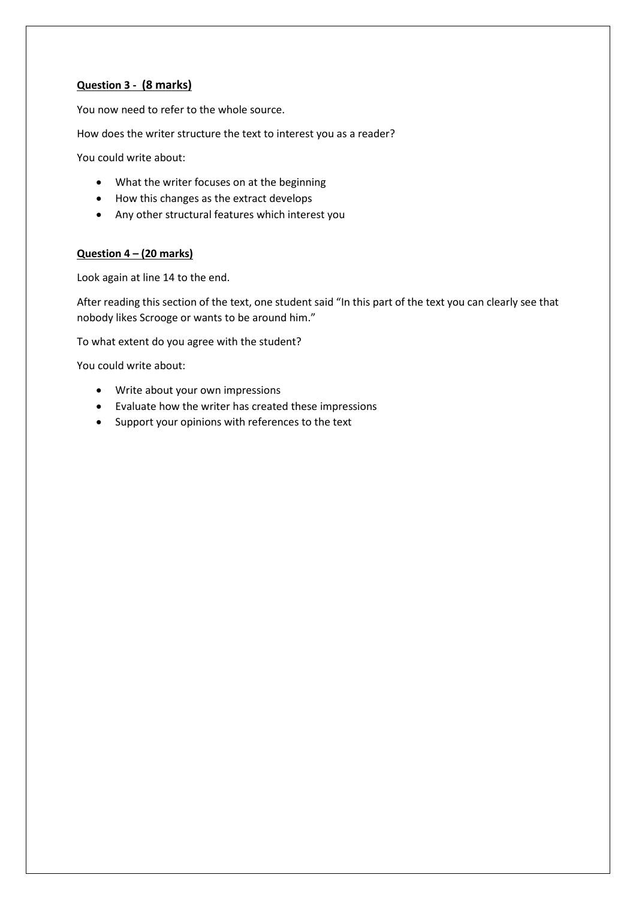**Question 3 - (8 marks)**

You now need to refer to the whole source.

How does the writer structure the text to interest you as a reader?

You could write about:

- What the writer focuses on at the beginning
- How this changes as the extract develops
- Any other structural features which interest you

**Question 4 – (20 marks)**

Look again at line 14 to the end.

After reading this section of the text, one student said "In this part of the text you can clearly see that nobody likes Scrooge or wants to be around him."

To what extent do you agree with the student?

You could write about:

- Write about your own impressions
- Evaluate how the writer has created these impressions
- Support your opinions with references to the text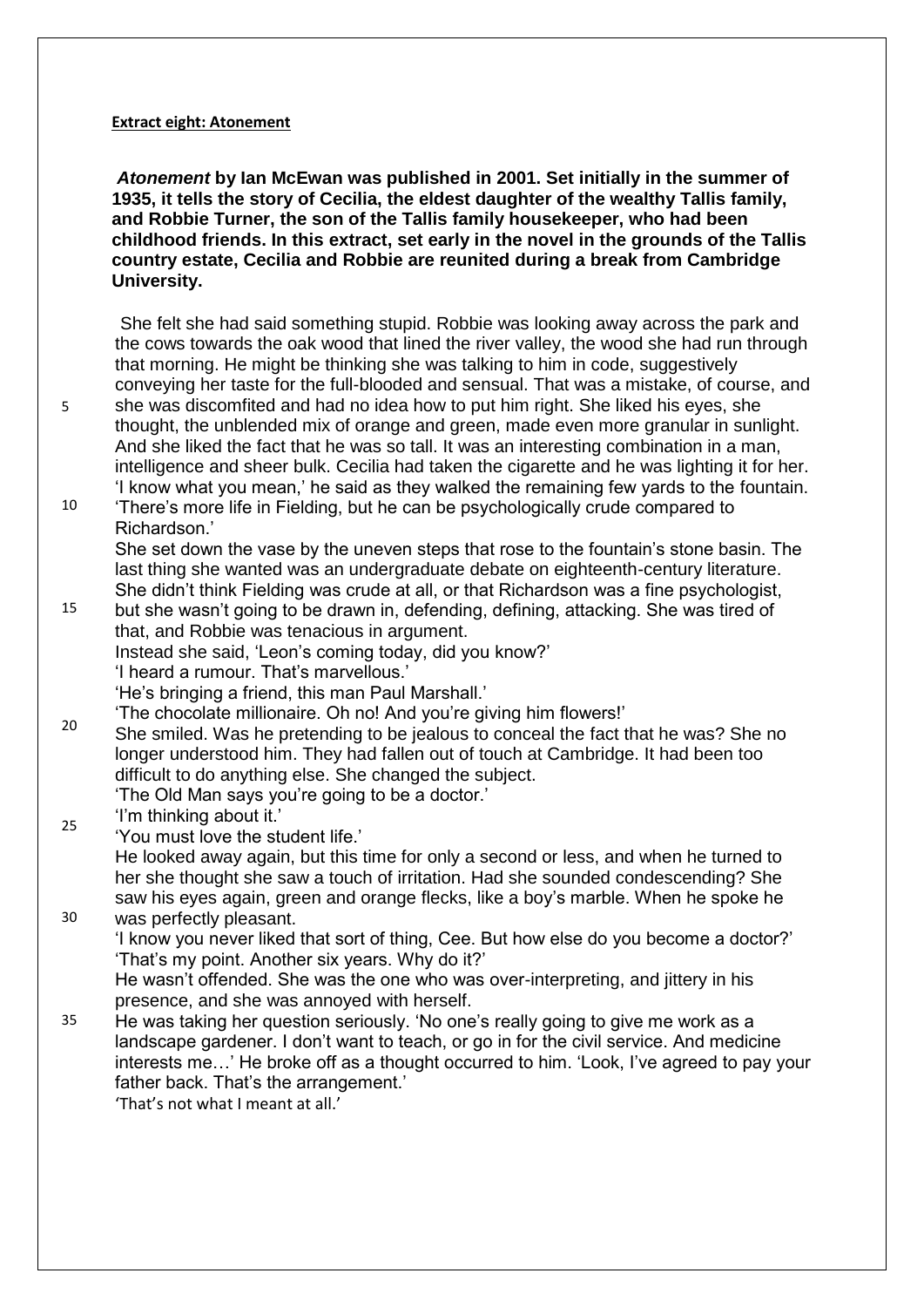**Extract eight: Atonement**

***Atonement* by Ian McEwan was published in 2001. Set initially in the summer of 1935, it tells the story of Cecilia, the eldest daughter of the wealthy Tallis family, and Robbie Turner, the son of the Tallis family housekeeper, who had been childhood friends. In this extract, set early in the novel in the grounds of the Tallis country estate, Cecilia and Robbie are reunited during a break from Cambridge University.**

She felt she had said something stupid. Robbie was looking away across the park and the cows towards the oak wood that lined the river valley, the wood she had run through that morning. He might be thinking she was talking to him in code, suggestively conveying her taste for the full-blooded and sensual. That was a mistake, of course, and she was discomfited and had no idea how to put him right. She liked his eyes, she thought, the unblended mix of orange and green, made even more granular in sunlight. And she liked the fact that he was so tall. It was an interesting combination in a man, intelligence and sheer bulk. Cecilia had taken the cigarette and he was lighting it for her.
'I know what you mean,' he said as they walked the remaining few yards to the fountain.
'There's more life in Fielding, but he can be psychologically crude compared to Richardson.'
She set down the vase by the uneven steps that rose to the fountain's stone basin. The last thing she wanted was an undergraduate debate on eighteenth-century literature. She didn't think Fielding was crude at all, or that Richardson was a fine psychologist, but she wasn't going to be drawn in, defending, defining, attacking. She was tired of that, and Robbie was tenacious in argument.
Instead she said, 'Leon's coming today, did you know?'
'I heard a rumour. That's marvellous.'
'He's bringing a friend, this man Paul Marshall.'
'The chocolate millionaire. Oh no! And you're giving him flowers!'
She smiled. Was he pretending to be jealous to conceal the fact that he was? She no longer understood him. They had fallen out of touch at Cambridge. It had been too difficult to do anything else. She changed the subject.
'The Old Man says you're going to be a doctor.'
'I'm thinking about it.'
'You must love the student life.'
He looked away again, but this time for only a second or less, and when he turned to her she thought she saw a touch of irritation. Had she sounded condescending? She saw his eyes again, green and orange flecks, like a boy's marble. When he spoke he was perfectly pleasant.
'I know you never liked that sort of thing, Cee. But how else do you become a doctor?'
'That's my point. Another six years. Why do it?'
He wasn't offended. She was the one who was over-interpreting, and jittery in his presence, and she was annoyed with herself.
He was taking her question seriously. 'No one's really going to give me work as a landscape gardener. I don't want to teach, or go in for the civil service. And medicine interests me…' He broke off as a thought occurred to him. 'Look, I've agreed to pay your father back. That's the arrangement.'
'That's not what I meant at all.'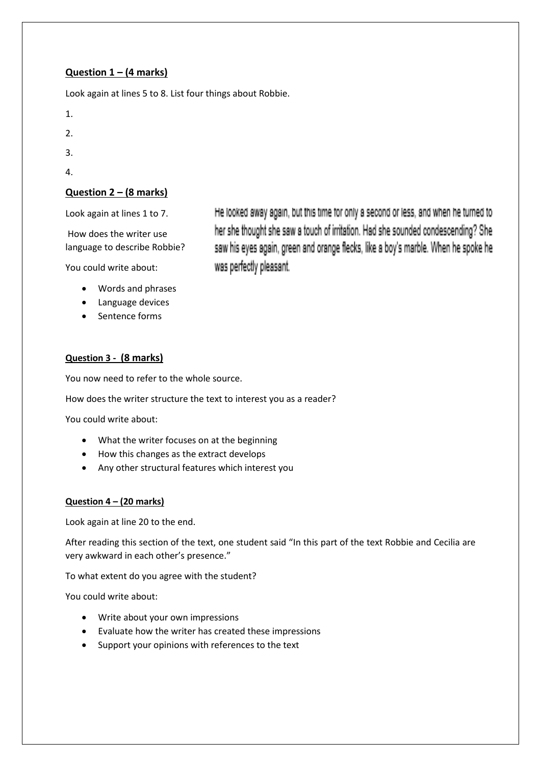**Question 1 – (4 marks)**

Look again at lines 5 to 8. List four things about Robbie.

1.

2.

3.

4.

**Question 2 – (8 marks)**

Look again at lines 1 to 7.

How does the writer use language to describe Robbie?

You could write about:

- Words and phrases
- Language devices
- Sentence forms

He looked away again, but this time for only a second or less, and when he turned to her she thought she saw a touch of irritation. Had she sounded condescending? She saw his eyes again, green and orange flecks, like a boy's marble. When he spoke he was perfectly pleasant.

**Question 3 - (8 marks)**

You now need to refer to the whole source.

How does the writer structure the text to interest you as a reader?

You could write about:

- What the writer focuses on at the beginning
- How this changes as the extract develops
- Any other structural features which interest you

**Question 4 – (20 marks)**

Look again at line 20 to the end.

After reading this section of the text, one student said "In this part of the text Robbie and Cecilia are very awkward in each other's presence."

To what extent do you agree with the student?

You could write about:

- Write about your own impressions
- Evaluate how the writer has created these impressions
- Support your opinions with references to the text